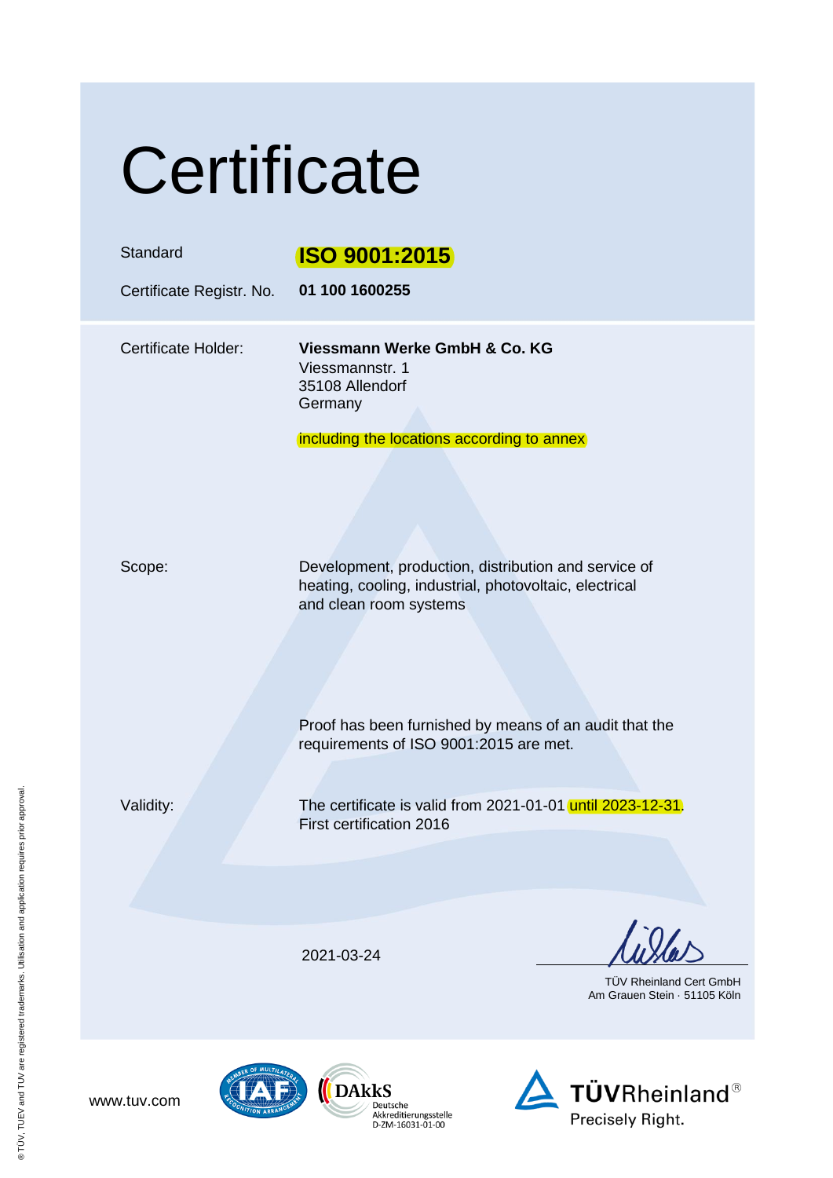# Certificate

| | |
|---|---|
| Standard | **ISO 9001:2015** |
| Certificate Registr. No. | **01 100 1600255** |

Certificate Holder: **Viessmann Werke GmbH & Co. KG**
Viessmannstr. 1
35108 Allendorf
Germany

including the locations according to annex

Scope: Development, production, distribution and service of heating, cooling, industrial, photovoltaic, electrical and clean room systems

Proof has been furnished by means of an audit that the requirements of ISO 9001:2015 are met.

Validity: The certificate is valid from 2021-01-01 until 2023-12-31.
First certification 2016

2021-03-24

TÜV Rheinland Cert GmbH
Am Grauen Stein · 51105 Köln

www.tuv.com

DAkkS Deutsche Akkreditierungsstelle D-ZM-16031-01-00

TÜVRheinland® Precisely Right.

® TÜV, TUEV and TUV are registered trademarks. Utilisation and application requires prior approval.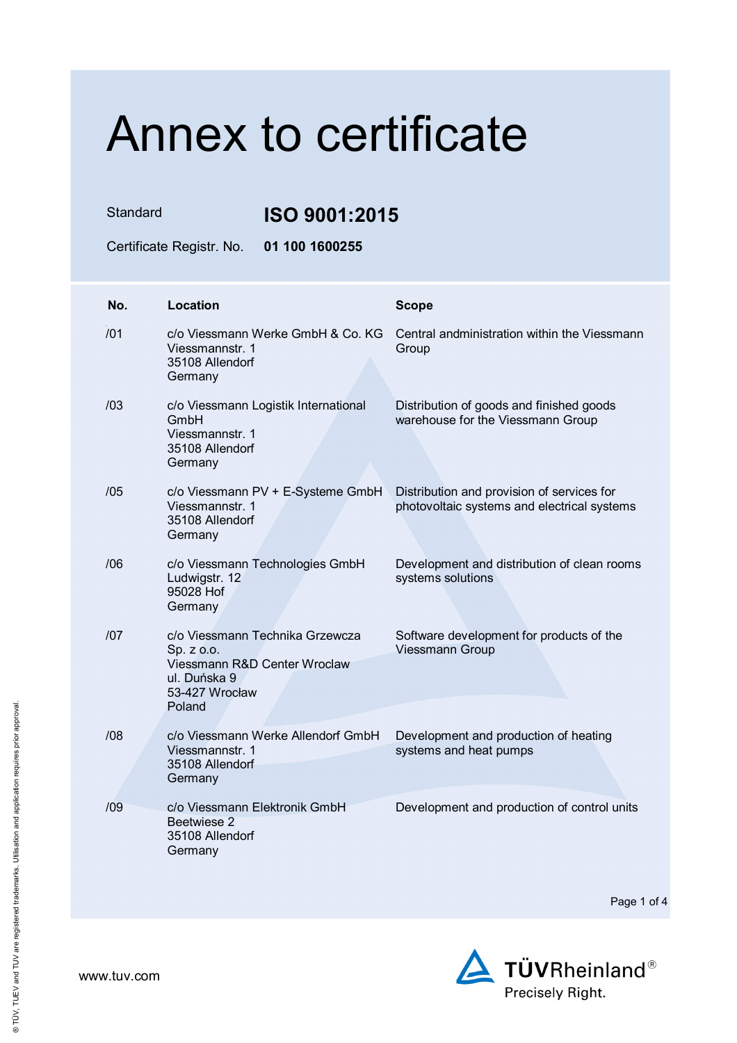# Annex to certificate

Standard **ISO 9001:2015**

Certificate Registr. No. **01 100 1600255**

| No. | Location | Scope |
|---|---|---|
| /01 | c/o Viessmann Werke GmbH & Co. KG<br>Viessmannstr. 1<br>35108 Allendorf<br>Germany | Central andministration within the Viessmann Group |
| /03 | c/o Viessmann Logistik International GmbH<br>Viessmannstr. 1<br>35108 Allendorf<br>Germany | Distribution of goods and finished goods warehouse for the Viessmann Group |
| /05 | c/o Viessmann PV + E-Systeme GmbH<br>Viessmannstr. 1<br>35108 Allendorf<br>Germany | Distribution and provision of services for photovoltaic systems and electrical systems |
| /06 | c/o Viessmann Technologies GmbH<br>Ludwigstr. 12<br>95028 Hof<br>Germany | Development and distribution of clean rooms systems solutions |
| /07 | c/o Viessmann Technika Grzewcza Sp. z o.o.<br>Viessmann R&D Center Wroclaw<br>ul. Duńska 9<br>53-427 Wrocław<br>Poland | Software development for products of the Viessmann Group |
| /08 | c/o Viessmann Werke Allendorf GmbH<br>Viessmannstr. 1<br>35108 Allendorf<br>Germany | Development and production of heating systems and heat pumps |
| /09 | c/o Viessmann Elektronik GmbH<br>Beetwiese 2<br>35108 Allendorf<br>Germany | Development and production of control units |

www.tuv.com

TÜVRheinland®
Precisely Right.

® TÜV, TUEV and TUV are registered trademarks. Utilisation and application requires prior approval.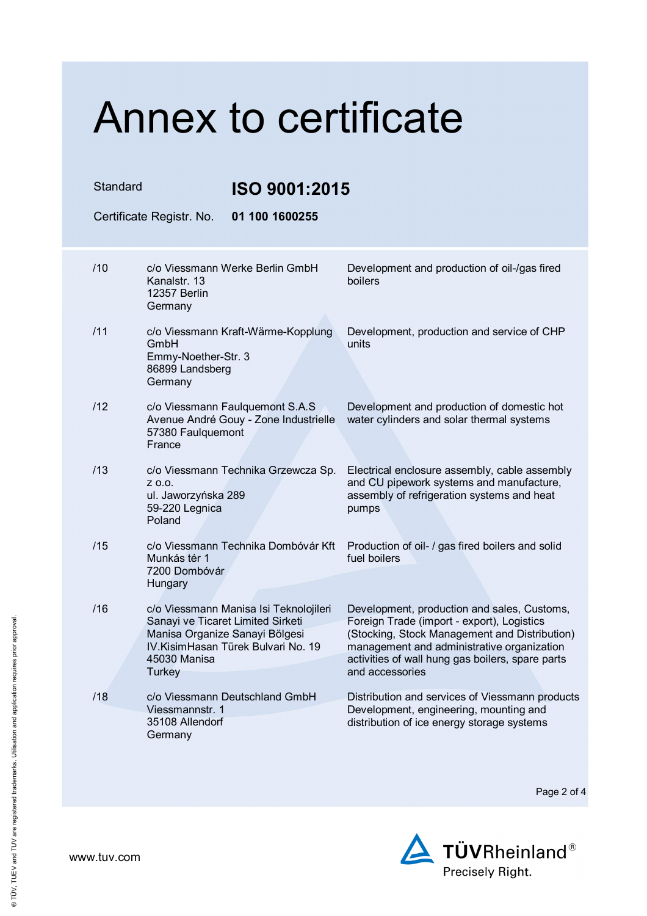# Annex to certificate

| | |
|---|---|
| Standard | **ISO 9001:2015** |
| Certificate Registr. No. | **01 100 1600255** |

| | | |
|---|---|---|
| /10 | c/o Viessmann Werke Berlin GmbH<br>Kanalstr. 13<br>12357 Berlin<br>Germany | Development and production of oil-/gas fired boilers |
| /11 | c/o Viessmann Kraft-Wärme-Kopplung GmbH<br>Emmy-Noether-Str. 3<br>86899 Landsberg<br>Germany | Development, production and service of CHP units |
| /12 | c/o Viessmann Faulquemont S.A.S<br>Avenue André Gouy - Zone Industrielle<br>57380 Faulquemont<br>France | Development and production of domestic hot water cylinders and solar thermal systems |
| /13 | c/o Viessmann Technika Grzewcza Sp. z o.o.<br>ul. Jaworzyńska 289<br>59-220 Legnica<br>Poland | Electrical enclosure assembly, cable assembly and CU pipework systems and manufacture, assembly of refrigeration systems and heat pumps |
| /15 | c/o Viessmann Technika Dombóvár Kft<br>Munkás tér 1<br>7200 Dombóvár<br>Hungary | Production of oil- / gas fired boilers and solid fuel boilers |
| /16 | c/o Viessmann Manisa Isi Teknolojileri Sanayi ve Ticaret Limited Sirketi<br>Manisa Organize Sanayi Bölgesi<br>IV.KisimHasan Türek Bulvari No. 19<br>45030 Manisa<br>Turkey | Development, production and sales, Customs, Foreign Trade (import - export), Logistics (Stocking, Stock Management and Distribution) management and administrative organization activities of wall hung gas boilers, spare parts and accessories |
| /18 | c/o Viessmann Deutschland GmbH<br>Viessmannstr. 1<br>35108 Allendorf<br>Germany | Distribution and services of Viessmann products<br>Development, engineering, mounting and distribution of ice energy storage systems |

www.tuv.com

TÜVRheinland®
Precisely Right.

® TÜV, TUEV and TUV are registered trademarks. Utilisation and application requires prior approval.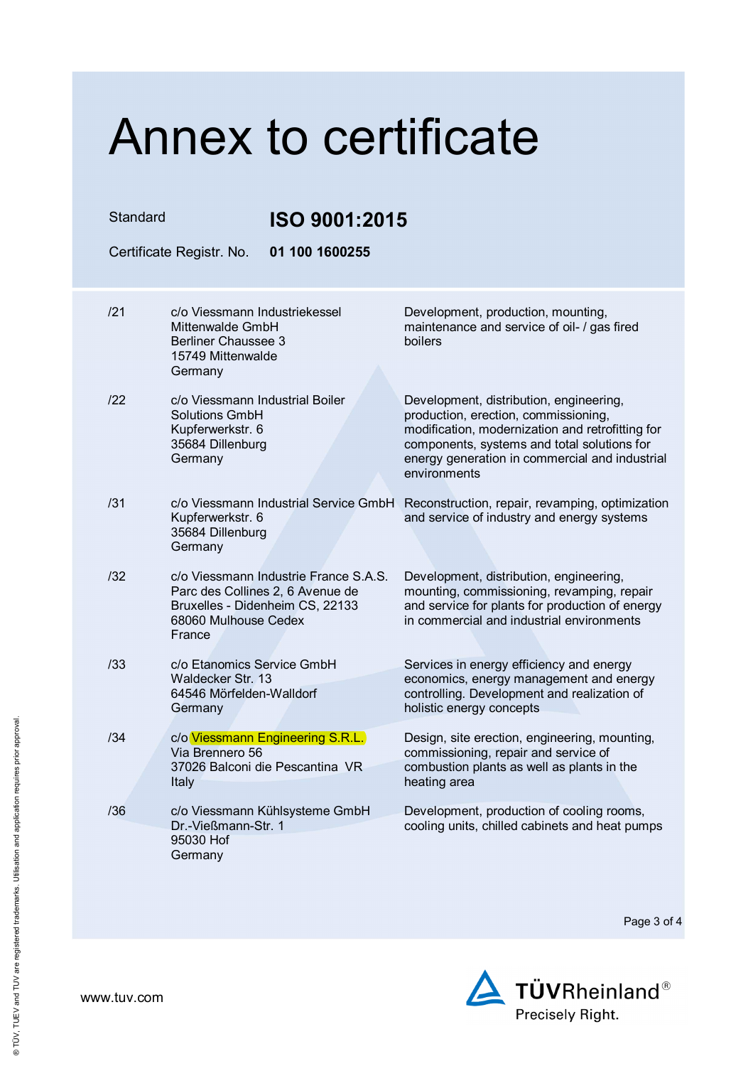# Annex to certificate

| Standard | **ISO 9001:2015** |
|---|---|
| Certificate Registr. No. | **01 100 1600255** |

| | | |
|---|---|---|
| /21 | c/o Viessmann Industriekessel Mittenwalde GmbH<br>Berliner Chaussee 3<br>15749 Mittenwalde<br>Germany | Development, production, mounting, maintenance and service of oil- / gas fired boilers |
| /22 | c/o Viessmann Industrial Boiler Solutions GmbH<br>Kupferwerkstr. 6<br>35684 Dillenburg<br>Germany | Development, distribution, engineering, production, erection, commissioning, modification, modernization and retrofitting for components, systems and total solutions for energy generation in commercial and industrial environments |
| /31 | c/o Viessmann Industrial Service GmbH<br>Kupferwerkstr. 6<br>35684 Dillenburg<br>Germany | Reconstruction, repair, revamping, optimization and service of industry and energy systems |
| /32 | c/o Viessmann Industrie France S.A.S.<br>Parc des Collines 2, 6 Avenue de Bruxelles - Didenheim CS, 22133<br>68060 Mulhouse Cedex<br>France | Development, distribution, engineering, mounting, commissioning, revamping, repair and service for plants for production of energy in commercial and industrial environments |
| /33 | c/o Etanomics Service GmbH<br>Waldecker Str. 13<br>64546 Mörfelden-Walldorf<br>Germany | Services in energy efficiency and energy economics, energy management and energy controlling. Development and realization of holistic energy concepts |
| /34 | c/o Viessmann Engineering S.R.L.<br>Via Brennero 56<br>37026 Balconi die Pescantina VR<br>Italy | Design, site erection, engineering, mounting, commissioning, repair and service of combustion plants as well as plants in the heating area |
| /36 | c/o Viessmann Kühlsysteme GmbH<br>Dr.-Vießmann-Str. 1<br>95030 Hof<br>Germany | Development, production of cooling rooms, cooling units, chilled cabinets and heat pumps |

www.tuv.com

TÜVRheinland®
Precisely Right.

® TÜV, TUEV and TUV are registered trademarks. Utilisation and application requires prior approval.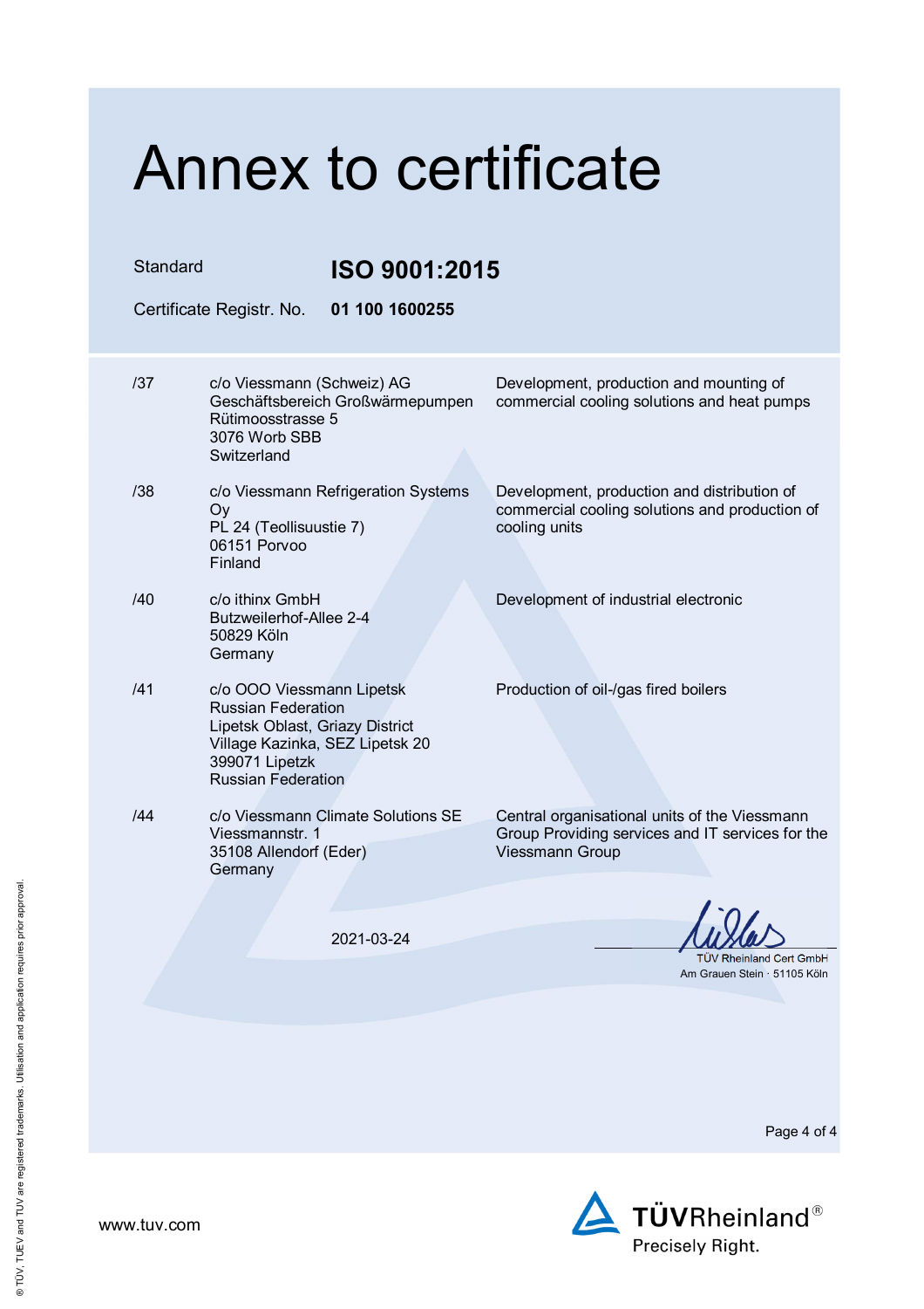# Annex to certificate

Standard **ISO 9001:2015**

Certificate Registr. No. **01 100 1600255**

| | | |
|---|---|---|
| /37 | c/o Viessmann (Schweiz) AG<br>Geschäftsbereich Großwärmepumpen<br>Rütimoosstrasse 5<br>3076 Worb SBB<br>Switzerland | Development, production and mounting of commercial cooling solutions and heat pumps |
| /38 | c/o Viessmann Refrigeration Systems Oy<br>PL 24 (Teollisuustie 7)<br>06151 Porvoo<br>Finland | Development, production and distribution of commercial cooling solutions and production of cooling units |
| /40 | c/o ithinx GmbH<br>Butzweilerhof-Allee 2-4<br>50829 Köln<br>Germany | Development of industrial electronic |
| /41 | c/o OOO Viessmann Lipetsk<br>Russian Federation<br>Lipetsk Oblast, Griazy District<br>Village Kazinka, SEZ Lipetsk 20<br>399071 Lipetzk<br>Russian Federation | Production of oil-/gas fired boilers |
| /44 | c/o Viessmann Climate Solutions SE<br>Viessmannstr. 1<br>35108 Allendorf (Eder)<br>Germany | Central organisational units of the Viessmann Group Providing services and IT services for the Viessmann Group |

2021-03-24

TÜV Rheinland Cert GmbH
Am Grauen Stein · 51105 Köln

www.tuv.com

TÜVRheinland®
Precisely Right.

® TÜV, TUEV and TUV are registered trademarks. Utilisation and application requires prior approval.